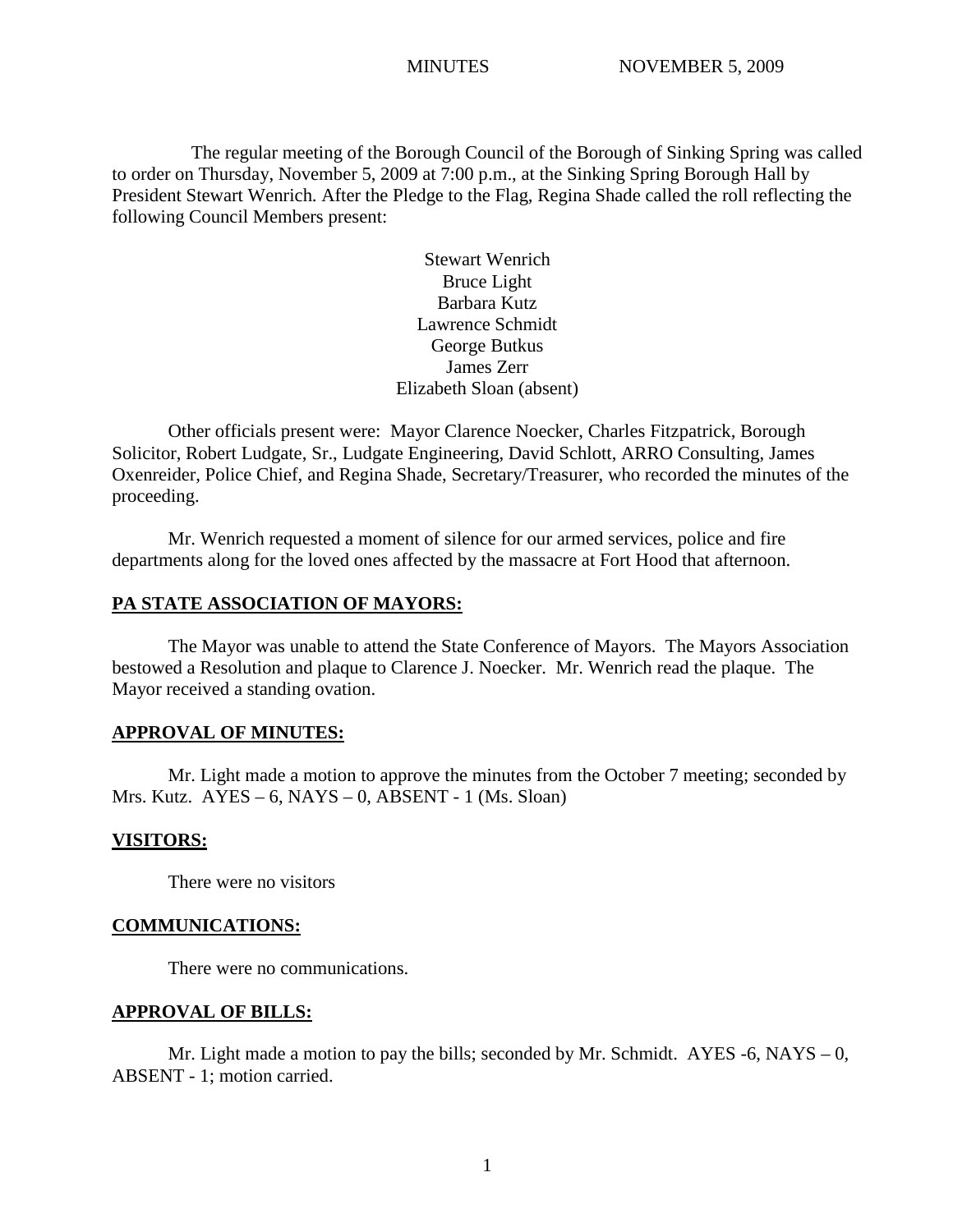MINUTES NOVEMBER 5, 2009

The regular meeting of the Borough Council of the Borough of Sinking Spring was called to order on Thursday, November 5, 2009 at 7:00 p.m., at the Sinking Spring Borough Hall by President Stewart Wenrich. After the Pledge to the Flag, Regina Shade called the roll reflecting the following Council Members present:

Stewart Wenrich
Bruce Light
Barbara Kutz
Lawrence Schmidt
George Butkus
James Zerr
Elizabeth Sloan (absent)

Other officials present were: Mayor Clarence Noecker, Charles Fitzpatrick, Borough Solicitor, Robert Ludgate, Sr., Ludgate Engineering, David Schlott, ARRO Consulting, James Oxenreider, Police Chief, and Regina Shade, Secretary/Treasurer, who recorded the minutes of the proceeding.

Mr. Wenrich requested a moment of silence for our armed services, police and fire departments along for the loved ones affected by the massacre at Fort Hood that afternoon.

**PA STATE ASSOCIATION OF MAYORS:**

The Mayor was unable to attend the State Conference of Mayors. The Mayors Association bestowed a Resolution and plaque to Clarence J. Noecker. Mr. Wenrich read the plaque. The Mayor received a standing ovation.

**APPROVAL OF MINUTES:**

Mr. Light made a motion to approve the minutes from the October 7 meeting; seconded by Mrs. Kutz. AYES – 6, NAYS – 0, ABSENT - 1 (Ms. Sloan)

**VISITORS:**

There were no visitors

**COMMUNICATIONS:**

There were no communications.

**APPROVAL OF BILLS:**

Mr. Light made a motion to pay the bills; seconded by Mr. Schmidt. AYES -6, NAYS – 0, ABSENT - 1; motion carried.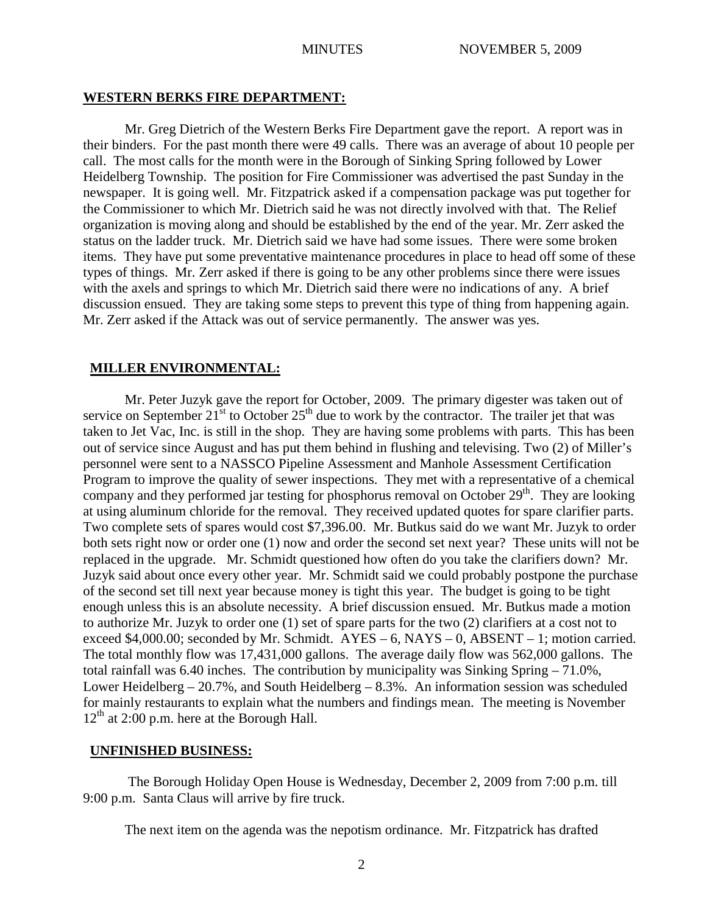## WESTERN BERKS FIRE DEPARTMENT:

Mr. Greg Dietrich of the Western Berks Fire Department gave the report. A report was in their binders. For the past month there were 49 calls. There was an average of about 10 people per call. The most calls for the month were in the Borough of Sinking Spring followed by Lower Heidelberg Township. The position for Fire Commissioner was advertised the past Sunday in the newspaper. It is going well. Mr. Fitzpatrick asked if a compensation package was put together for the Commissioner to which Mr. Dietrich said he was not directly involved with that. The Relief organization is moving along and should be established by the end of the year. Mr. Zerr asked the status on the ladder truck. Mr. Dietrich said we have had some issues. There were some broken items. They have put some preventative maintenance procedures in place to head off some of these types of things. Mr. Zerr asked if there is going to be any other problems since there were issues with the axels and springs to which Mr. Dietrich said there were no indications of any. A brief discussion ensued. They are taking some steps to prevent this type of thing from happening again. Mr. Zerr asked if the Attack was out of service permanently. The answer was yes.

## MILLER ENVIRONMENTAL:

Mr. Peter Juzyk gave the report for October, 2009. The primary digester was taken out of service on September 21st to October 25th due to work by the contractor. The trailer jet that was taken to Jet Vac, Inc. is still in the shop. They are having some problems with parts. This has been out of service since August and has put them behind in flushing and televising. Two (2) of Miller's personnel were sent to a NASSCO Pipeline Assessment and Manhole Assessment Certification Program to improve the quality of sewer inspections. They met with a representative of a chemical company and they performed jar testing for phosphorus removal on October 29th. They are looking at using aluminum chloride for the removal. They received updated quotes for spare clarifier parts. Two complete sets of spares would cost $7,396.00. Mr. Butkus said do we want Mr. Juzyk to order both sets right now or order one (1) now and order the second set next year? These units will not be replaced in the upgrade. Mr. Schmidt questioned how often do you take the clarifiers down? Mr. Juzyk said about once every other year. Mr. Schmidt said we could probably postpone the purchase of the second set till next year because money is tight this year. The budget is going to be tight enough unless this is an absolute necessity. A brief discussion ensued. Mr. Butkus made a motion to authorize Mr. Juzyk to order one (1) set of spare parts for the two (2) clarifiers at a cost not to exceed $4,000.00; seconded by Mr. Schmidt. AYES – 6, NAYS – 0, ABSENT – 1; motion carried. The total monthly flow was 17,431,000 gallons. The average daily flow was 562,000 gallons. The total rainfall was 6.40 inches. The contribution by municipality was Sinking Spring – 71.0%, Lower Heidelberg – 20.7%, and South Heidelberg – 8.3%. An information session was scheduled for mainly restaurants to explain what the numbers and findings mean. The meeting is November 12th at 2:00 p.m. here at the Borough Hall.

## UNFINISHED BUSINESS:

The Borough Holiday Open House is Wednesday, December 2, 2009 from 7:00 p.m. till 9:00 p.m. Santa Claus will arrive by fire truck.

The next item on the agenda was the nepotism ordinance. Mr. Fitzpatrick has drafted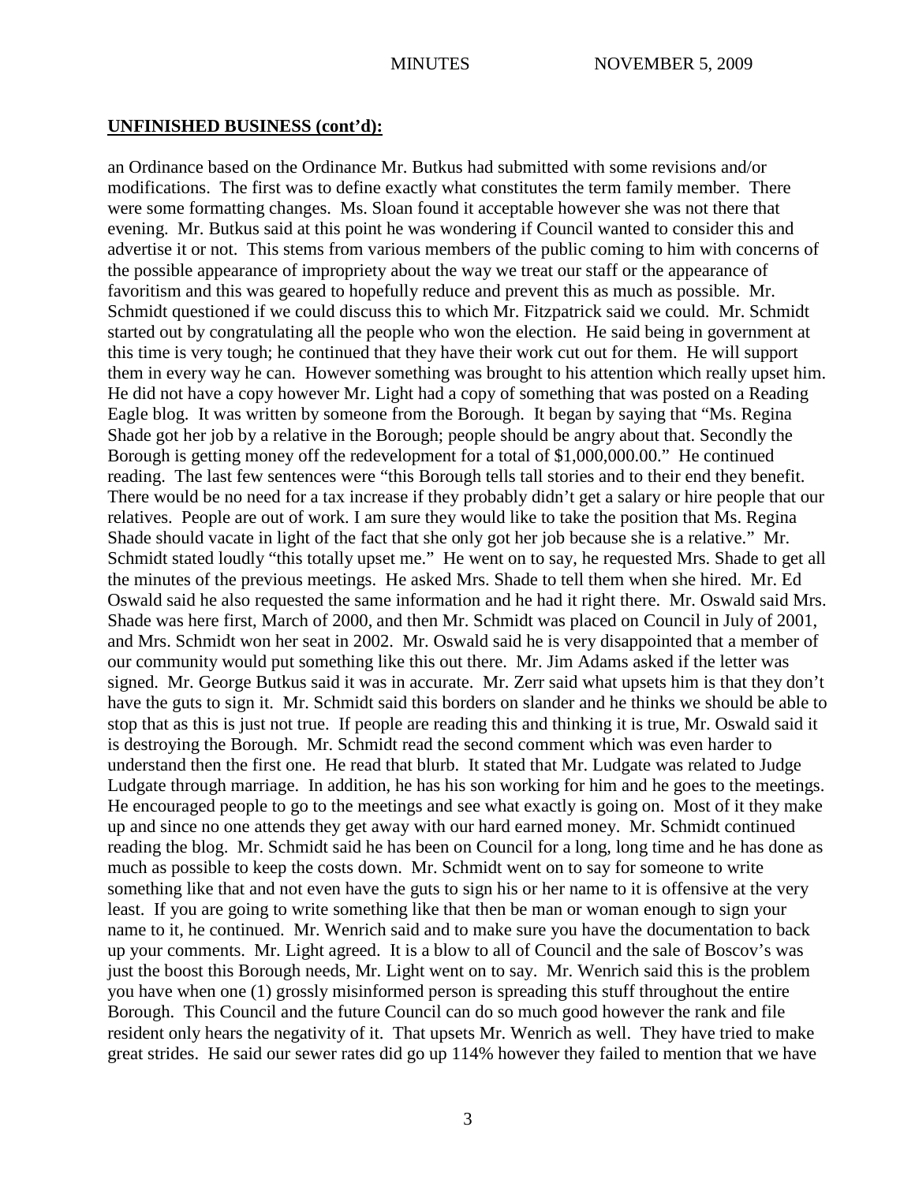**UNFINISHED BUSINESS (cont'd):**

an Ordinance based on the Ordinance Mr. Butkus had submitted with some revisions and/or modifications. The first was to define exactly what constitutes the term family member. There were some formatting changes. Ms. Sloan found it acceptable however she was not there that evening. Mr. Butkus said at this point he was wondering if Council wanted to consider this and advertise it or not. This stems from various members of the public coming to him with concerns of the possible appearance of impropriety about the way we treat our staff or the appearance of favoritism and this was geared to hopefully reduce and prevent this as much as possible. Mr. Schmidt questioned if we could discuss this to which Mr. Fitzpatrick said we could. Mr. Schmidt started out by congratulating all the people who won the election. He said being in government at this time is very tough; he continued that they have their work cut out for them. He will support them in every way he can. However something was brought to his attention which really upset him. He did not have a copy however Mr. Light had a copy of something that was posted on a Reading Eagle blog. It was written by someone from the Borough. It began by saying that "Ms. Regina Shade got her job by a relative in the Borough; people should be angry about that. Secondly the Borough is getting money off the redevelopment for a total of $1,000,000.00." He continued reading. The last few sentences were "this Borough tells tall stories and to their end they benefit. There would be no need for a tax increase if they probably didn't get a salary or hire people that our relatives. People are out of work. I am sure they would like to take the position that Ms. Regina Shade should vacate in light of the fact that she only got her job because she is a relative." Mr. Schmidt stated loudly "this totally upset me." He went on to say, he requested Mrs. Shade to get all the minutes of the previous meetings. He asked Mrs. Shade to tell them when she hired. Mr. Ed Oswald said he also requested the same information and he had it right there. Mr. Oswald said Mrs. Shade was here first, March of 2000, and then Mr. Schmidt was placed on Council in July of 2001, and Mrs. Schmidt won her seat in 2002. Mr. Oswald said he is very disappointed that a member of our community would put something like this out there. Mr. Jim Adams asked if the letter was signed. Mr. George Butkus said it was in accurate. Mr. Zerr said what upsets him is that they don't have the guts to sign it. Mr. Schmidt said this borders on slander and he thinks we should be able to stop that as this is just not true. If people are reading this and thinking it is true, Mr. Oswald said it is destroying the Borough. Mr. Schmidt read the second comment which was even harder to understand then the first one. He read that blurb. It stated that Mr. Ludgate was related to Judge Ludgate through marriage. In addition, he has his son working for him and he goes to the meetings. He encouraged people to go to the meetings and see what exactly is going on. Most of it they make up and since no one attends they get away with our hard earned money. Mr. Schmidt continued reading the blog. Mr. Schmidt said he has been on Council for a long, long time and he has done as much as possible to keep the costs down. Mr. Schmidt went on to say for someone to write something like that and not even have the guts to sign his or her name to it is offensive at the very least. If you are going to write something like that then be man or woman enough to sign your name to it, he continued. Mr. Wenrich said and to make sure you have the documentation to back up your comments. Mr. Light agreed. It is a blow to all of Council and the sale of Boscov's was just the boost this Borough needs, Mr. Light went on to say. Mr. Wenrich said this is the problem you have when one (1) grossly misinformed person is spreading this stuff throughout the entire Borough. This Council and the future Council can do so much good however the rank and file resident only hears the negativity of it. That upsets Mr. Wenrich as well. They have tried to make great strides. He said our sewer rates did go up 114% however they failed to mention that we have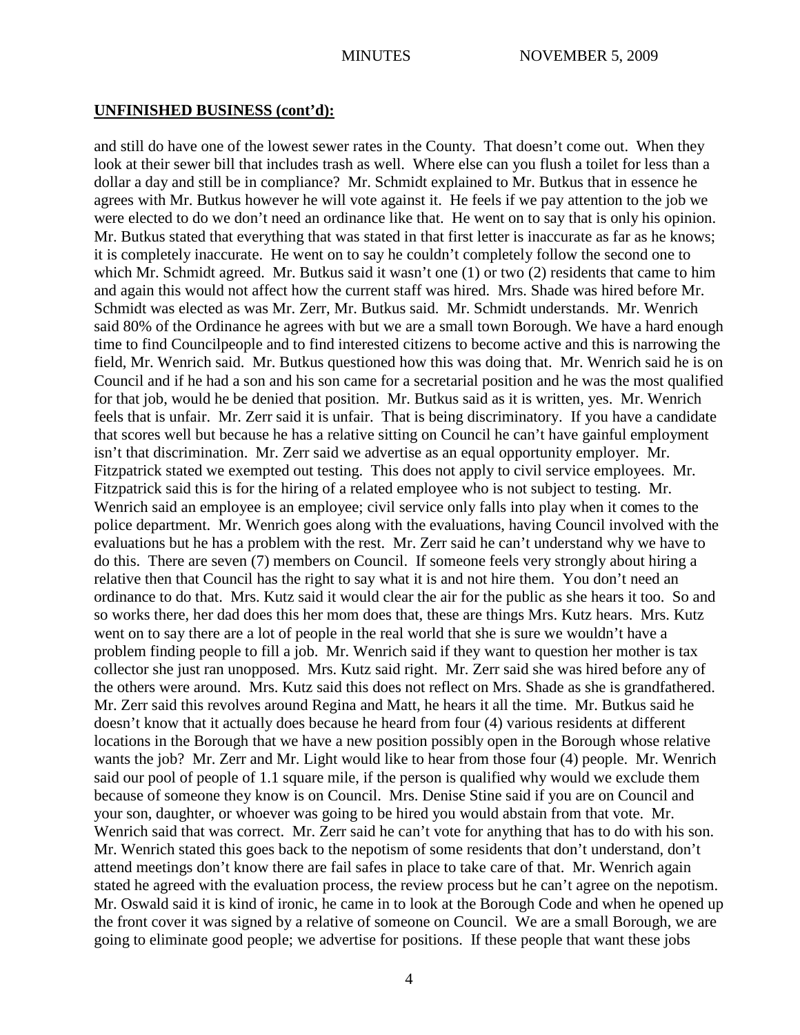**UNFINISHED BUSINESS (cont'd):**

and still do have one of the lowest sewer rates in the County. That doesn't come out. When they look at their sewer bill that includes trash as well. Where else can you flush a toilet for less than a dollar a day and still be in compliance? Mr. Schmidt explained to Mr. Butkus that in essence he agrees with Mr. Butkus however he will vote against it. He feels if we pay attention to the job we were elected to do we don't need an ordinance like that. He went on to say that is only his opinion. Mr. Butkus stated that everything that was stated in that first letter is inaccurate as far as he knows; it is completely inaccurate. He went on to say he couldn't completely follow the second one to which Mr. Schmidt agreed. Mr. Butkus said it wasn't one (1) or two (2) residents that came to him and again this would not affect how the current staff was hired. Mrs. Shade was hired before Mr. Schmidt was elected as was Mr. Zerr, Mr. Butkus said. Mr. Schmidt understands. Mr. Wenrich said 80% of the Ordinance he agrees with but we are a small town Borough. We have a hard enough time to find Councilpeople and to find interested citizens to become active and this is narrowing the field, Mr. Wenrich said. Mr. Butkus questioned how this was doing that. Mr. Wenrich said he is on Council and if he had a son and his son came for a secretarial position and he was the most qualified for that job, would he be denied that position. Mr. Butkus said as it is written, yes. Mr. Wenrich feels that is unfair. Mr. Zerr said it is unfair. That is being discriminatory. If you have a candidate that scores well but because he has a relative sitting on Council he can't have gainful employment isn't that discrimination. Mr. Zerr said we advertise as an equal opportunity employer. Mr. Fitzpatrick stated we exempted out testing. This does not apply to civil service employees. Mr. Fitzpatrick said this is for the hiring of a related employee who is not subject to testing. Mr. Wenrich said an employee is an employee; civil service only falls into play when it comes to the police department. Mr. Wenrich goes along with the evaluations, having Council involved with the evaluations but he has a problem with the rest. Mr. Zerr said he can't understand why we have to do this. There are seven (7) members on Council. If someone feels very strongly about hiring a relative then that Council has the right to say what it is and not hire them. You don't need an ordinance to do that. Mrs. Kutz said it would clear the air for the public as she hears it too. So and so works there, her dad does this her mom does that, these are things Mrs. Kutz hears. Mrs. Kutz went on to say there are a lot of people in the real world that she is sure we wouldn't have a problem finding people to fill a job. Mr. Wenrich said if they want to question her mother is tax collector she just ran unopposed. Mrs. Kutz said right. Mr. Zerr said she was hired before any of the others were around. Mrs. Kutz said this does not reflect on Mrs. Shade as she is grandfathered. Mr. Zerr said this revolves around Regina and Matt, he hears it all the time. Mr. Butkus said he doesn't know that it actually does because he heard from four (4) various residents at different locations in the Borough that we have a new position possibly open in the Borough whose relative wants the job? Mr. Zerr and Mr. Light would like to hear from those four (4) people. Mr. Wenrich said our pool of people of 1.1 square mile, if the person is qualified why would we exclude them because of someone they know is on Council. Mrs. Denise Stine said if you are on Council and your son, daughter, or whoever was going to be hired you would abstain from that vote. Mr. Wenrich said that was correct. Mr. Zerr said he can't vote for anything that has to do with his son. Mr. Wenrich stated this goes back to the nepotism of some residents that don't understand, don't attend meetings don't know there are fail safes in place to take care of that. Mr. Wenrich again stated he agreed with the evaluation process, the review process but he can't agree on the nepotism. Mr. Oswald said it is kind of ironic, he came in to look at the Borough Code and when he opened up the front cover it was signed by a relative of someone on Council. We are a small Borough, we are going to eliminate good people; we advertise for positions. If these people that want these jobs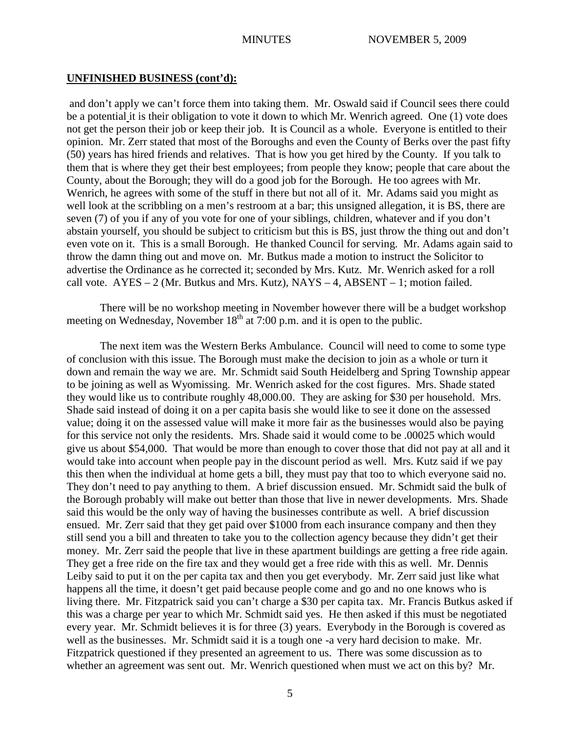## UNFINISHED BUSINESS (cont'd):

and don't apply we can't force them into taking them. Mr. Oswald said if Council sees there could be a potential it is their obligation to vote it down to which Mr. Wenrich agreed. One (1) vote does not get the person their job or keep their job. It is Council as a whole. Everyone is entitled to their opinion. Mr. Zerr stated that most of the Boroughs and even the County of Berks over the past fifty (50) years has hired friends and relatives. That is how you get hired by the County. If you talk to them that is where they get their best employees; from people they know; people that care about the County, about the Borough; they will do a good job for the Borough. He too agrees with Mr. Wenrich, he agrees with some of the stuff in there but not all of it. Mr. Adams said you might as well look at the scribbling on a men's restroom at a bar; this unsigned allegation, it is BS, there are seven (7) of you if any of you vote for one of your siblings, children, whatever and if you don't abstain yourself, you should be subject to criticism but this is BS, just throw the thing out and don't even vote on it. This is a small Borough. He thanked Council for serving. Mr. Adams again said to throw the damn thing out and move on. Mr. Butkus made a motion to instruct the Solicitor to advertise the Ordinance as he corrected it; seconded by Mrs. Kutz. Mr. Wenrich asked for a roll call vote. AYES – 2 (Mr. Butkus and Mrs. Kutz), NAYS – 4, ABSENT – 1; motion failed.

There will be no workshop meeting in November however there will be a budget workshop meeting on Wednesday, November 18th at 7:00 p.m. and it is open to the public.

The next item was the Western Berks Ambulance. Council will need to come to some type of conclusion with this issue. The Borough must make the decision to join as a whole or turn it down and remain the way we are. Mr. Schmidt said South Heidelberg and Spring Township appear to be joining as well as Wyomissing. Mr. Wenrich asked for the cost figures. Mrs. Shade stated they would like us to contribute roughly 48,000.00. They are asking for $30 per household. Mrs. Shade said instead of doing it on a per capita basis she would like to see it done on the assessed value; doing it on the assessed value will make it more fair as the businesses would also be paying for this service not only the residents. Mrs. Shade said it would come to be .00025 which would give us about $54,000. That would be more than enough to cover those that did not pay at all and it would take into account when people pay in the discount period as well. Mrs. Kutz said if we pay this then when the individual at home gets a bill, they must pay that too to which everyone said no. They don't need to pay anything to them. A brief discussion ensued. Mr. Schmidt said the bulk of the Borough probably will make out better than those that live in newer developments. Mrs. Shade said this would be the only way of having the businesses contribute as well. A brief discussion ensued. Mr. Zerr said that they get paid over $1000 from each insurance company and then they still send you a bill and threaten to take you to the collection agency because they didn't get their money. Mr. Zerr said the people that live in these apartment buildings are getting a free ride again. They get a free ride on the fire tax and they would get a free ride with this as well. Mr. Dennis Leiby said to put it on the per capita tax and then you get everybody. Mr. Zerr said just like what happens all the time, it doesn't get paid because people come and go and no one knows who is living there. Mr. Fitzpatrick said you can't charge a $30 per capita tax. Mr. Francis Butkus asked if this was a charge per year to which Mr. Schmidt said yes. He then asked if this must be negotiated every year. Mr. Schmidt believes it is for three (3) years. Everybody in the Borough is covered as well as the businesses. Mr. Schmidt said it is a tough one -a very hard decision to make. Mr. Fitzpatrick questioned if they presented an agreement to us. There was some discussion as to whether an agreement was sent out. Mr. Wenrich questioned when must we act on this by? Mr.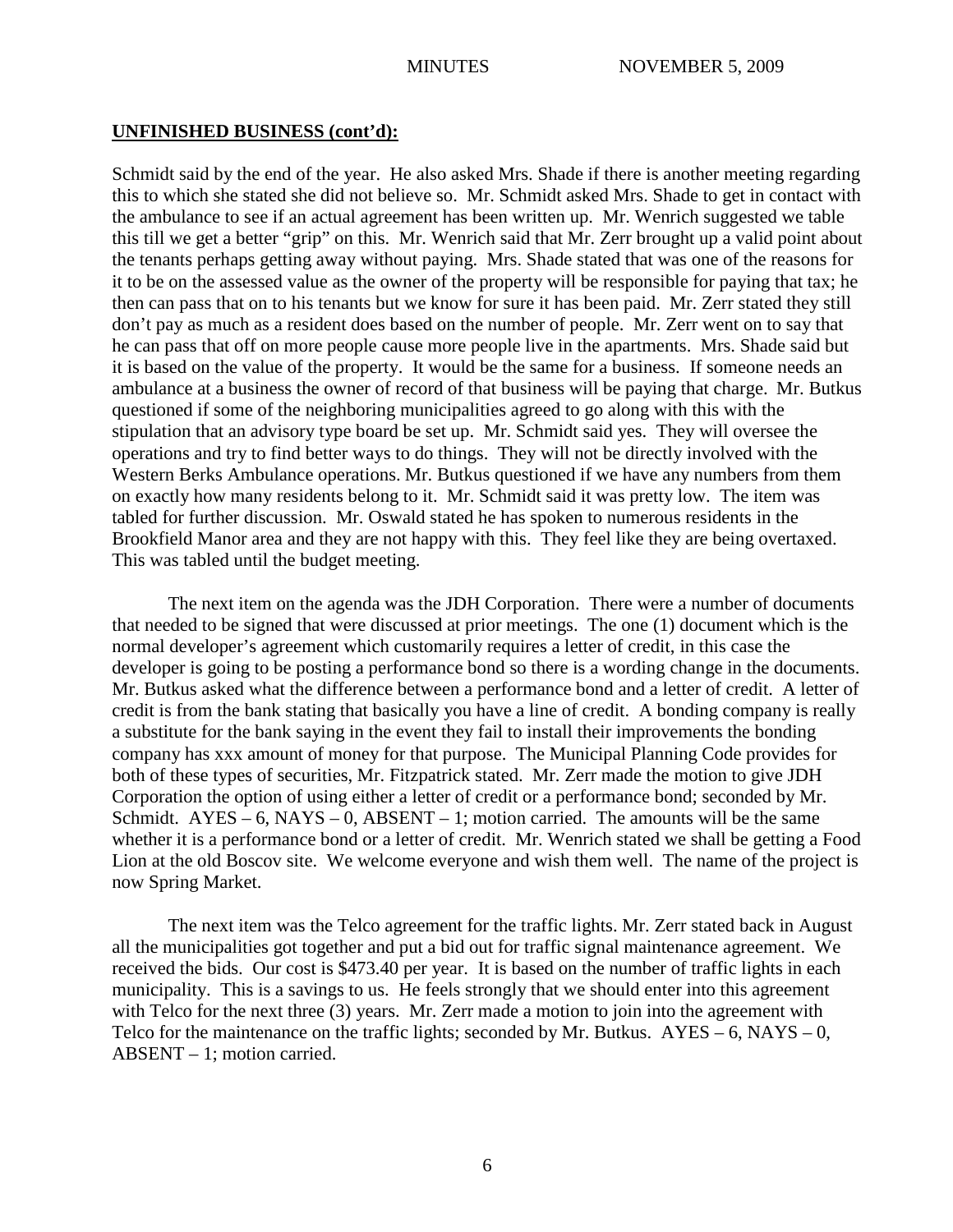**UNFINISHED BUSINESS (cont'd):**

Schmidt said by the end of the year. He also asked Mrs. Shade if there is another meeting regarding this to which she stated she did not believe so. Mr. Schmidt asked Mrs. Shade to get in contact with the ambulance to see if an actual agreement has been written up. Mr. Wenrich suggested we table this till we get a better "grip" on this. Mr. Wenrich said that Mr. Zerr brought up a valid point about the tenants perhaps getting away without paying. Mrs. Shade stated that was one of the reasons for it to be on the assessed value as the owner of the property will be responsible for paying that tax; he then can pass that on to his tenants but we know for sure it has been paid. Mr. Zerr stated they still don't pay as much as a resident does based on the number of people. Mr. Zerr went on to say that he can pass that off on more people cause more people live in the apartments. Mrs. Shade said but it is based on the value of the property. It would be the same for a business. If someone needs an ambulance at a business the owner of record of that business will be paying that charge. Mr. Butkus questioned if some of the neighboring municipalities agreed to go along with this with the stipulation that an advisory type board be set up. Mr. Schmidt said yes. They will oversee the operations and try to find better ways to do things. They will not be directly involved with the Western Berks Ambulance operations. Mr. Butkus questioned if we have any numbers from them on exactly how many residents belong to it. Mr. Schmidt said it was pretty low. The item was tabled for further discussion. Mr. Oswald stated he has spoken to numerous residents in the Brookfield Manor area and they are not happy with this. They feel like they are being overtaxed. This was tabled until the budget meeting.

The next item on the agenda was the JDH Corporation. There were a number of documents that needed to be signed that were discussed at prior meetings. The one (1) document which is the normal developer's agreement which customarily requires a letter of credit, in this case the developer is going to be posting a performance bond so there is a wording change in the documents. Mr. Butkus asked what the difference between a performance bond and a letter of credit. A letter of credit is from the bank stating that basically you have a line of credit. A bonding company is really a substitute for the bank saying in the event they fail to install their improvements the bonding company has xxx amount of money for that purpose. The Municipal Planning Code provides for both of these types of securities, Mr. Fitzpatrick stated. Mr. Zerr made the motion to give JDH Corporation the option of using either a letter of credit or a performance bond; seconded by Mr. Schmidt. AYES – 6, NAYS – 0, ABSENT – 1; motion carried. The amounts will be the same whether it is a performance bond or a letter of credit. Mr. Wenrich stated we shall be getting a Food Lion at the old Boscov site. We welcome everyone and wish them well. The name of the project is now Spring Market.

The next item was the Telco agreement for the traffic lights. Mr. Zerr stated back in August all the municipalities got together and put a bid out for traffic signal maintenance agreement. We received the bids. Our cost is $473.40 per year. It is based on the number of traffic lights in each municipality. This is a savings to us. He feels strongly that we should enter into this agreement with Telco for the next three (3) years. Mr. Zerr made a motion to join into the agreement with Telco for the maintenance on the traffic lights; seconded by Mr. Butkus. AYES – 6, NAYS – 0, ABSENT – 1; motion carried.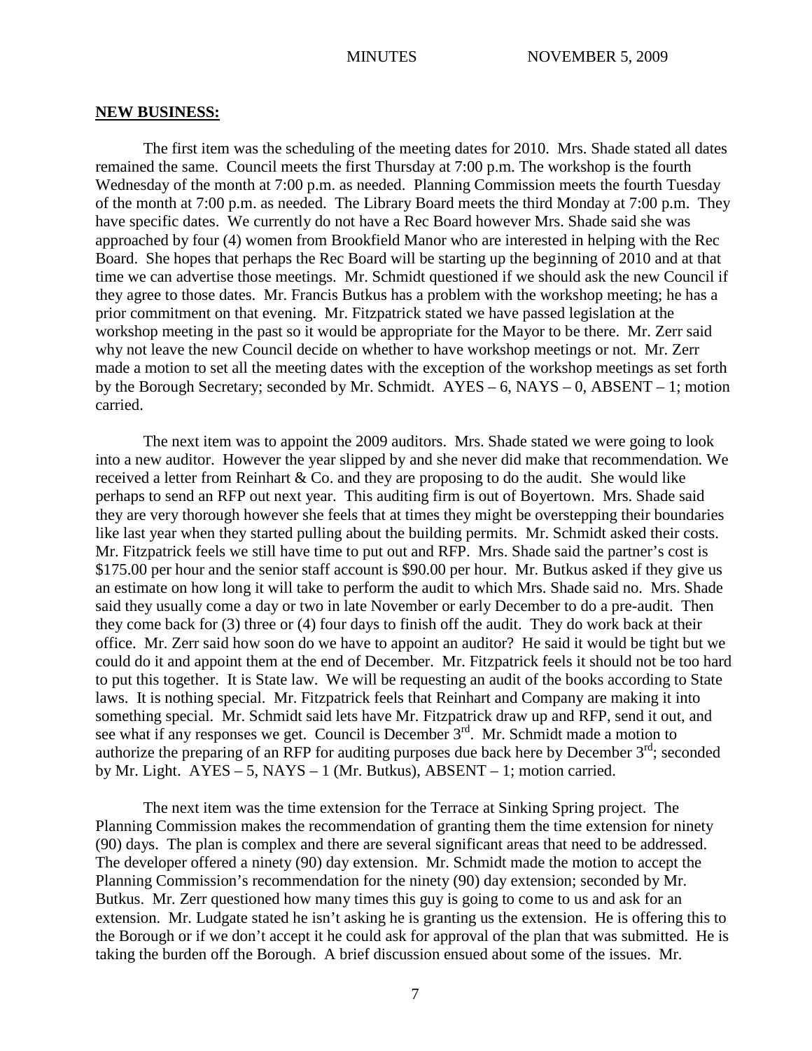**NEW BUSINESS:**

The first item was the scheduling of the meeting dates for 2010. Mrs. Shade stated all dates remained the same. Council meets the first Thursday at 7:00 p.m. The workshop is the fourth Wednesday of the month at 7:00 p.m. as needed. Planning Commission meets the fourth Tuesday of the month at 7:00 p.m. as needed. The Library Board meets the third Monday at 7:00 p.m. They have specific dates. We currently do not have a Rec Board however Mrs. Shade said she was approached by four (4) women from Brookfield Manor who are interested in helping with the Rec Board. She hopes that perhaps the Rec Board will be starting up the beginning of 2010 and at that time we can advertise those meetings. Mr. Schmidt questioned if we should ask the new Council if they agree to those dates. Mr. Francis Butkus has a problem with the workshop meeting; he has a prior commitment on that evening. Mr. Fitzpatrick stated we have passed legislation at the workshop meeting in the past so it would be appropriate for the Mayor to be there. Mr. Zerr said why not leave the new Council decide on whether to have workshop meetings or not. Mr. Zerr made a motion to set all the meeting dates with the exception of the workshop meetings as set forth by the Borough Secretary; seconded by Mr. Schmidt. AYES – 6, NAYS – 0, ABSENT – 1; motion carried.

The next item was to appoint the 2009 auditors. Mrs. Shade stated we were going to look into a new auditor. However the year slipped by and she never did make that recommendation. We received a letter from Reinhart & Co. and they are proposing to do the audit. She would like perhaps to send an RFP out next year. This auditing firm is out of Boyertown. Mrs. Shade said they are very thorough however she feels that at times they might be overstepping their boundaries like last year when they started pulling about the building permits. Mr. Schmidt asked their costs. Mr. Fitzpatrick feels we still have time to put out and RFP. Mrs. Shade said the partner's cost is $175.00 per hour and the senior staff account is $90.00 per hour. Mr. Butkus asked if they give us an estimate on how long it will take to perform the audit to which Mrs. Shade said no. Mrs. Shade said they usually come a day or two in late November or early December to do a pre-audit. Then they come back for (3) three or (4) four days to finish off the audit. They do work back at their office. Mr. Zerr said how soon do we have to appoint an auditor? He said it would be tight but we could do it and appoint them at the end of December. Mr. Fitzpatrick feels it should not be too hard to put this together. It is State law. We will be requesting an audit of the books according to State laws. It is nothing special. Mr. Fitzpatrick feels that Reinhart and Company are making it into something special. Mr. Schmidt said lets have Mr. Fitzpatrick draw up and RFP, send it out, and see what if any responses we get. Council is December 3rd. Mr. Schmidt made a motion to authorize the preparing of an RFP for auditing purposes due back here by December 3rd; seconded by Mr. Light. AYES – 5, NAYS – 1 (Mr. Butkus), ABSENT – 1; motion carried.

The next item was the time extension for the Terrace at Sinking Spring project. The Planning Commission makes the recommendation of granting them the time extension for ninety (90) days. The plan is complex and there are several significant areas that need to be addressed. The developer offered a ninety (90) day extension. Mr. Schmidt made the motion to accept the Planning Commission's recommendation for the ninety (90) day extension; seconded by Mr. Butkus. Mr. Zerr questioned how many times this guy is going to come to us and ask for an extension. Mr. Ludgate stated he isn't asking he is granting us the extension. He is offering this to the Borough or if we don't accept it he could ask for approval of the plan that was submitted. He is taking the burden off the Borough. A brief discussion ensued about some of the issues. Mr.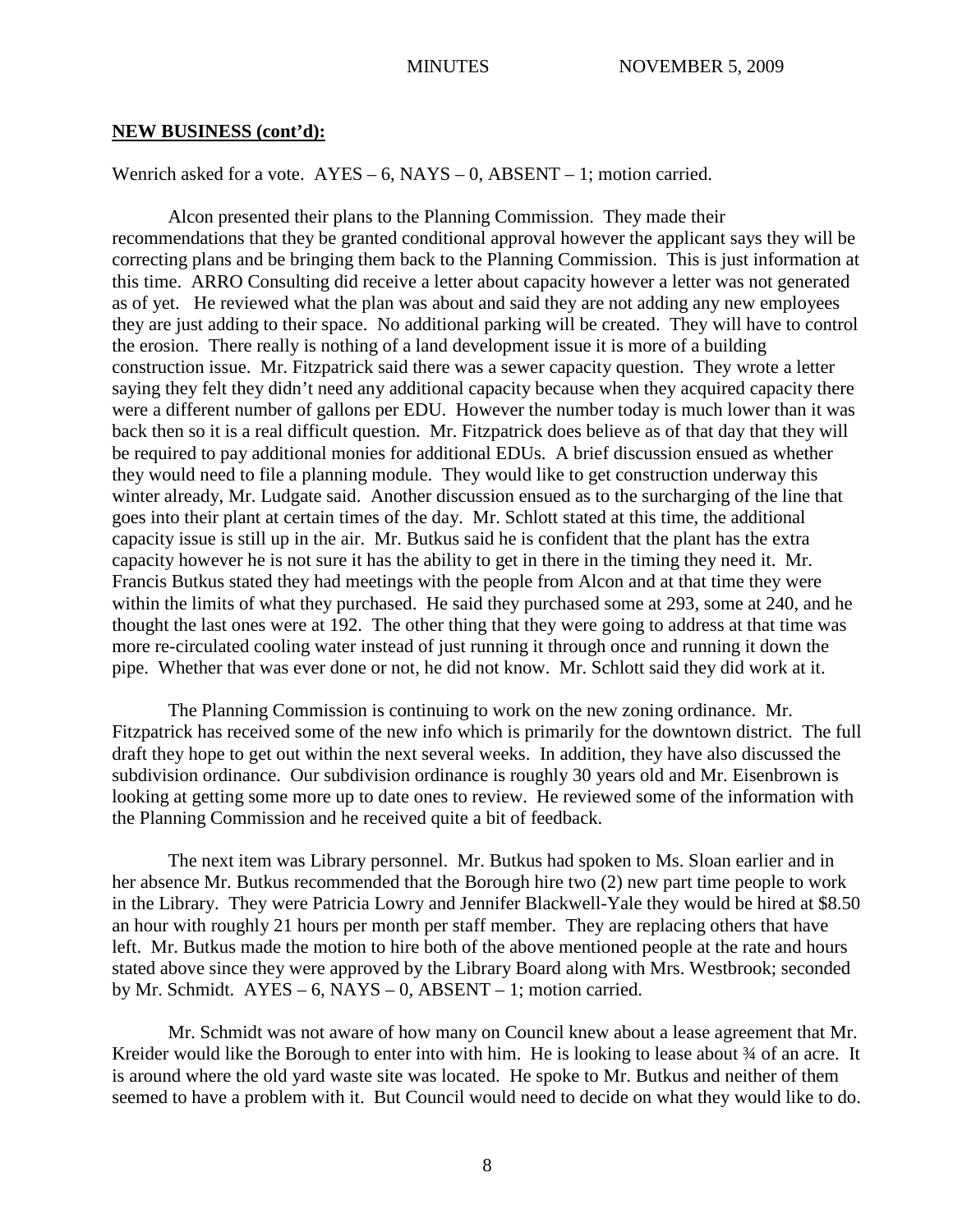**NEW BUSINESS (cont'd):**

Wenrich asked for a vote. AYES – 6, NAYS – 0, ABSENT – 1; motion carried.

Alcon presented their plans to the Planning Commission. They made their recommendations that they be granted conditional approval however the applicant says they will be correcting plans and be bringing them back to the Planning Commission. This is just information at this time. ARRO Consulting did receive a letter about capacity however a letter was not generated as of yet. He reviewed what the plan was about and said they are not adding any new employees they are just adding to their space. No additional parking will be created. They will have to control the erosion. There really is nothing of a land development issue it is more of a building construction issue. Mr. Fitzpatrick said there was a sewer capacity question. They wrote a letter saying they felt they didn't need any additional capacity because when they acquired capacity there were a different number of gallons per EDU. However the number today is much lower than it was back then so it is a real difficult question. Mr. Fitzpatrick does believe as of that day that they will be required to pay additional monies for additional EDUs. A brief discussion ensued as whether they would need to file a planning module. They would like to get construction underway this winter already, Mr. Ludgate said. Another discussion ensued as to the surcharging of the line that goes into their plant at certain times of the day. Mr. Schlott stated at this time, the additional capacity issue is still up in the air. Mr. Butkus said he is confident that the plant has the extra capacity however he is not sure it has the ability to get in there in the timing they need it. Mr. Francis Butkus stated they had meetings with the people from Alcon and at that time they were within the limits of what they purchased. He said they purchased some at 293, some at 240, and he thought the last ones were at 192. The other thing that they were going to address at that time was more re-circulated cooling water instead of just running it through once and running it down the pipe. Whether that was ever done or not, he did not know. Mr. Schlott said they did work at it.

The Planning Commission is continuing to work on the new zoning ordinance. Mr. Fitzpatrick has received some of the new info which is primarily for the downtown district. The full draft they hope to get out within the next several weeks. In addition, they have also discussed the subdivision ordinance. Our subdivision ordinance is roughly 30 years old and Mr. Eisenbrown is looking at getting some more up to date ones to review. He reviewed some of the information with the Planning Commission and he received quite a bit of feedback.

The next item was Library personnel. Mr. Butkus had spoken to Ms. Sloan earlier and in her absence Mr. Butkus recommended that the Borough hire two (2) new part time people to work in the Library. They were Patricia Lowry and Jennifer Blackwell-Yale they would be hired at $8.50 an hour with roughly 21 hours per month per staff member. They are replacing others that have left. Mr. Butkus made the motion to hire both of the above mentioned people at the rate and hours stated above since they were approved by the Library Board along with Mrs. Westbrook; seconded by Mr. Schmidt. AYES – 6, NAYS – 0, ABSENT – 1; motion carried.

Mr. Schmidt was not aware of how many on Council knew about a lease agreement that Mr. Kreider would like the Borough to enter into with him. He is looking to lease about ¾ of an acre. It is around where the old yard waste site was located. He spoke to Mr. Butkus and neither of them seemed to have a problem with it. But Council would need to decide on what they would like to do.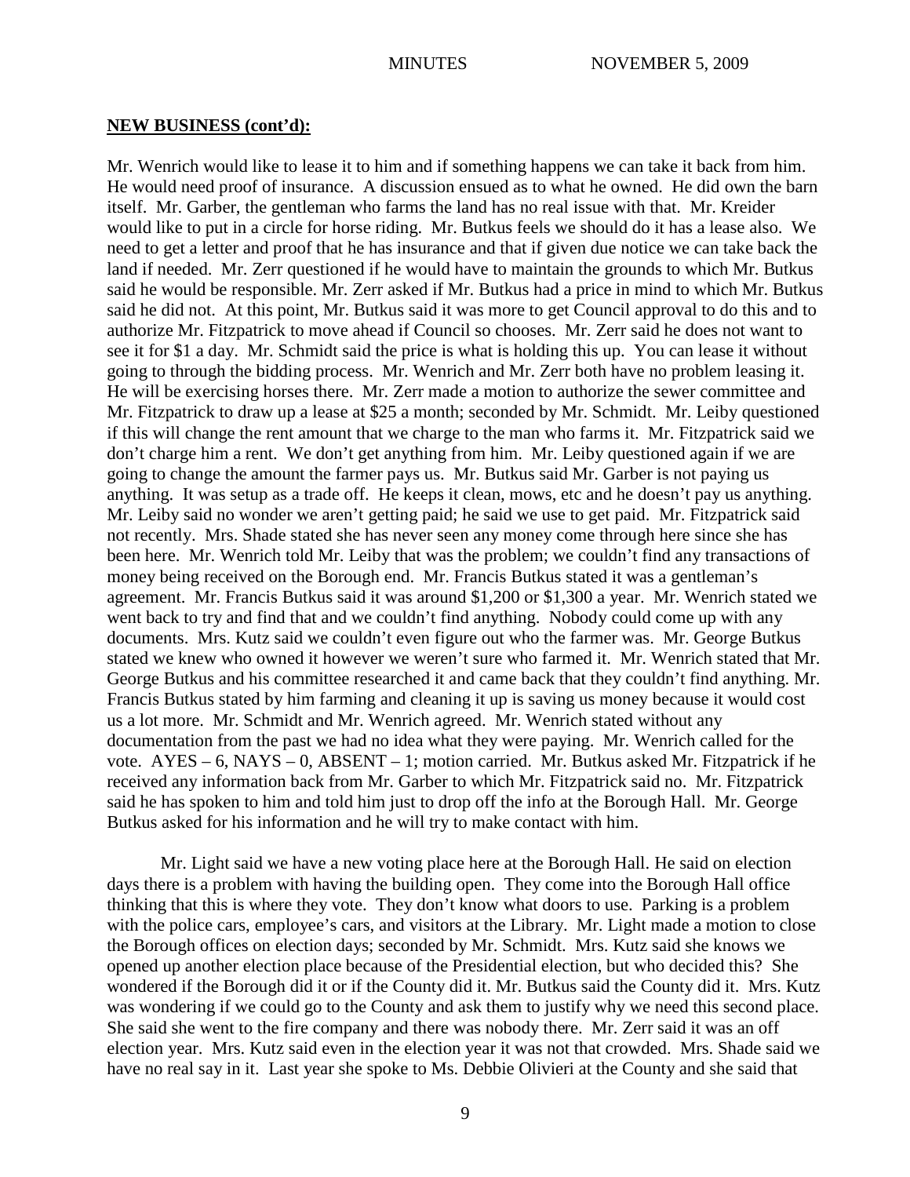**NEW BUSINESS (cont'd):**

Mr. Wenrich would like to lease it to him and if something happens we can take it back from him. He would need proof of insurance. A discussion ensued as to what he owned. He did own the barn itself. Mr. Garber, the gentleman who farms the land has no real issue with that. Mr. Kreider would like to put in a circle for horse riding. Mr. Butkus feels we should do it has a lease also. We need to get a letter and proof that he has insurance and that if given due notice we can take back the land if needed. Mr. Zerr questioned if he would have to maintain the grounds to which Mr. Butkus said he would be responsible. Mr. Zerr asked if Mr. Butkus had a price in mind to which Mr. Butkus said he did not. At this point, Mr. Butkus said it was more to get Council approval to do this and to authorize Mr. Fitzpatrick to move ahead if Council so chooses. Mr. Zerr said he does not want to see it for $1 a day. Mr. Schmidt said the price is what is holding this up. You can lease it without going to through the bidding process. Mr. Wenrich and Mr. Zerr both have no problem leasing it. He will be exercising horses there. Mr. Zerr made a motion to authorize the sewer committee and Mr. Fitzpatrick to draw up a lease at $25 a month; seconded by Mr. Schmidt. Mr. Leiby questioned if this will change the rent amount that we charge to the man who farms it. Mr. Fitzpatrick said we don't charge him a rent. We don't get anything from him. Mr. Leiby questioned again if we are going to change the amount the farmer pays us. Mr. Butkus said Mr. Garber is not paying us anything. It was setup as a trade off. He keeps it clean, mows, etc and he doesn't pay us anything. Mr. Leiby said no wonder we aren't getting paid; he said we use to get paid. Mr. Fitzpatrick said not recently. Mrs. Shade stated she has never seen any money come through here since she has been here. Mr. Wenrich told Mr. Leiby that was the problem; we couldn't find any transactions of money being received on the Borough end. Mr. Francis Butkus stated it was a gentleman's agreement. Mr. Francis Butkus said it was around $1,200 or $1,300 a year. Mr. Wenrich stated we went back to try and find that and we couldn't find anything. Nobody could come up with any documents. Mrs. Kutz said we couldn't even figure out who the farmer was. Mr. George Butkus stated we knew who owned it however we weren't sure who farmed it. Mr. Wenrich stated that Mr. George Butkus and his committee researched it and came back that they couldn't find anything. Mr. Francis Butkus stated by him farming and cleaning it up is saving us money because it would cost us a lot more. Mr. Schmidt and Mr. Wenrich agreed. Mr. Wenrich stated without any documentation from the past we had no idea what they were paying. Mr. Wenrich called for the vote. AYES – 6, NAYS – 0, ABSENT – 1; motion carried. Mr. Butkus asked Mr. Fitzpatrick if he received any information back from Mr. Garber to which Mr. Fitzpatrick said no. Mr. Fitzpatrick said he has spoken to him and told him just to drop off the info at the Borough Hall. Mr. George Butkus asked for his information and he will try to make contact with him.

Mr. Light said we have a new voting place here at the Borough Hall. He said on election days there is a problem with having the building open. They come into the Borough Hall office thinking that this is where they vote. They don't know what doors to use. Parking is a problem with the police cars, employee's cars, and visitors at the Library. Mr. Light made a motion to close the Borough offices on election days; seconded by Mr. Schmidt. Mrs. Kutz said she knows we opened up another election place because of the Presidential election, but who decided this? She wondered if the Borough did it or if the County did it. Mr. Butkus said the County did it. Mrs. Kutz was wondering if we could go to the County and ask them to justify why we need this second place. She said she went to the fire company and there was nobody there. Mr. Zerr said it was an off election year. Mrs. Kutz said even in the election year it was not that crowded. Mrs. Shade said we have no real say in it. Last year she spoke to Ms. Debbie Olivieri at the County and she said that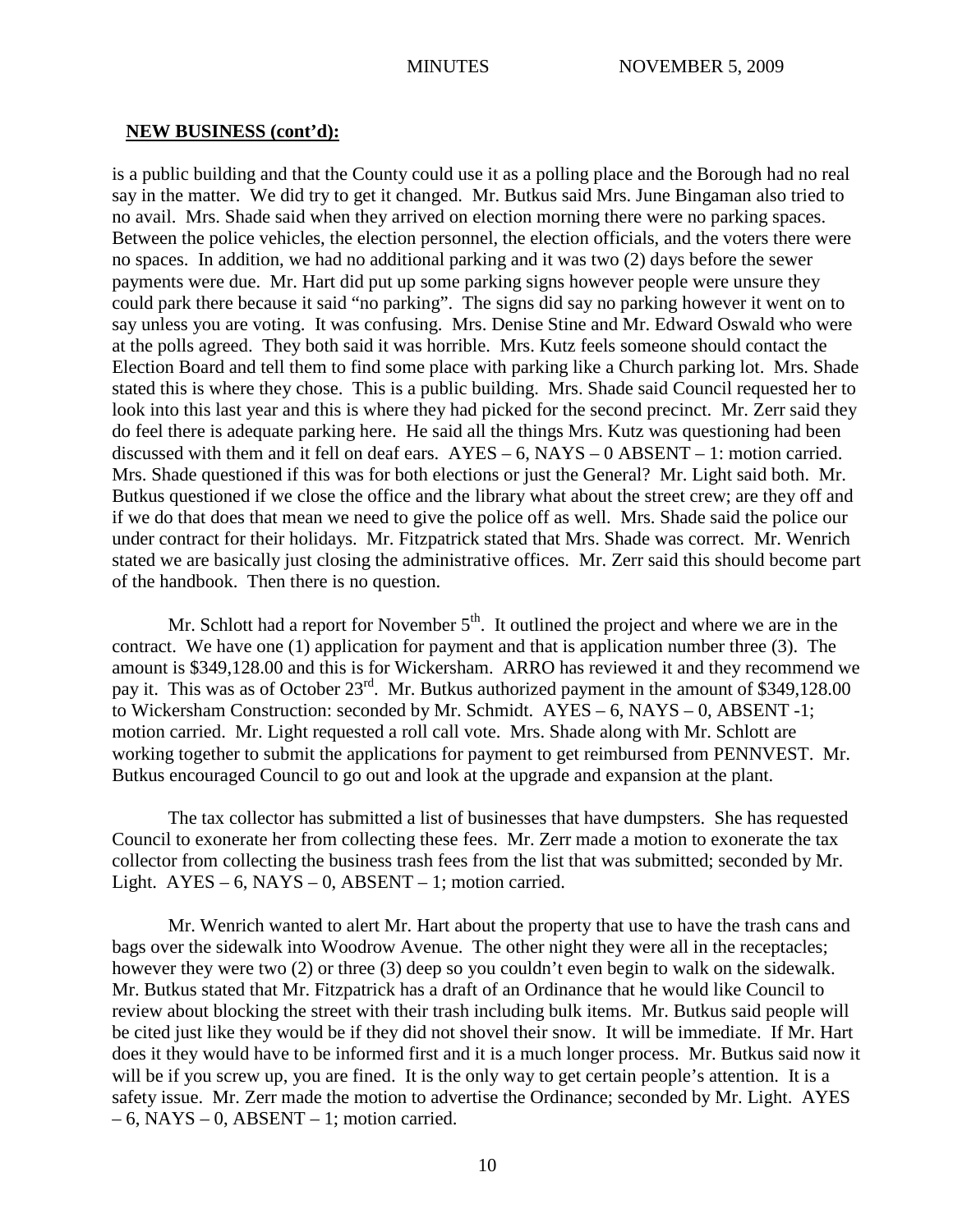**NEW BUSINESS (cont'd):**

is a public building and that the County could use it as a polling place and the Borough had no real say in the matter. We did try to get it changed. Mr. Butkus said Mrs. June Bingaman also tried to no avail. Mrs. Shade said when they arrived on election morning there were no parking spaces. Between the police vehicles, the election personnel, the election officials, and the voters there were no spaces. In addition, we had no additional parking and it was two (2) days before the sewer payments were due. Mr. Hart did put up some parking signs however people were unsure they could park there because it said "no parking". The signs did say no parking however it went on to say unless you are voting. It was confusing. Mrs. Denise Stine and Mr. Edward Oswald who were at the polls agreed. They both said it was horrible. Mrs. Kutz feels someone should contact the Election Board and tell them to find some place with parking like a Church parking lot. Mrs. Shade stated this is where they chose. This is a public building. Mrs. Shade said Council requested her to look into this last year and this is where they had picked for the second precinct. Mr. Zerr said they do feel there is adequate parking here. He said all the things Mrs. Kutz was questioning had been discussed with them and it fell on deaf ears. AYES – 6, NAYS – 0 ABSENT – 1: motion carried. Mrs. Shade questioned if this was for both elections or just the General? Mr. Light said both. Mr. Butkus questioned if we close the office and the library what about the street crew; are they off and if we do that does that mean we need to give the police off as well. Mrs. Shade said the police our under contract for their holidays. Mr. Fitzpatrick stated that Mrs. Shade was correct. Mr. Wenrich stated we are basically just closing the administrative offices. Mr. Zerr said this should become part of the handbook. Then there is no question.

Mr. Schlott had a report for November 5th. It outlined the project and where we are in the contract. We have one (1) application for payment and that is application number three (3). The amount is $349,128.00 and this is for Wickersham. ARRO has reviewed it and they recommend we pay it. This was as of October 23rd. Mr. Butkus authorized payment in the amount of $349,128.00 to Wickersham Construction: seconded by Mr. Schmidt. AYES – 6, NAYS – 0, ABSENT -1; motion carried. Mr. Light requested a roll call vote. Mrs. Shade along with Mr. Schlott are working together to submit the applications for payment to get reimbursed from PENNVEST. Mr. Butkus encouraged Council to go out and look at the upgrade and expansion at the plant.

The tax collector has submitted a list of businesses that have dumpsters. She has requested Council to exonerate her from collecting these fees. Mr. Zerr made a motion to exonerate the tax collector from collecting the business trash fees from the list that was submitted; seconded by Mr. Light. AYES – 6, NAYS – 0, ABSENT – 1; motion carried.

Mr. Wenrich wanted to alert Mr. Hart about the property that use to have the trash cans and bags over the sidewalk into Woodrow Avenue. The other night they were all in the receptacles; however they were two (2) or three (3) deep so you couldn't even begin to walk on the sidewalk. Mr. Butkus stated that Mr. Fitzpatrick has a draft of an Ordinance that he would like Council to review about blocking the street with their trash including bulk items. Mr. Butkus said people will be cited just like they would be if they did not shovel their snow. It will be immediate. If Mr. Hart does it they would have to be informed first and it is a much longer process. Mr. Butkus said now it will be if you screw up, you are fined. It is the only way to get certain people's attention. It is a safety issue. Mr. Zerr made the motion to advertise the Ordinance; seconded by Mr. Light. AYES – 6, NAYS – 0, ABSENT – 1; motion carried.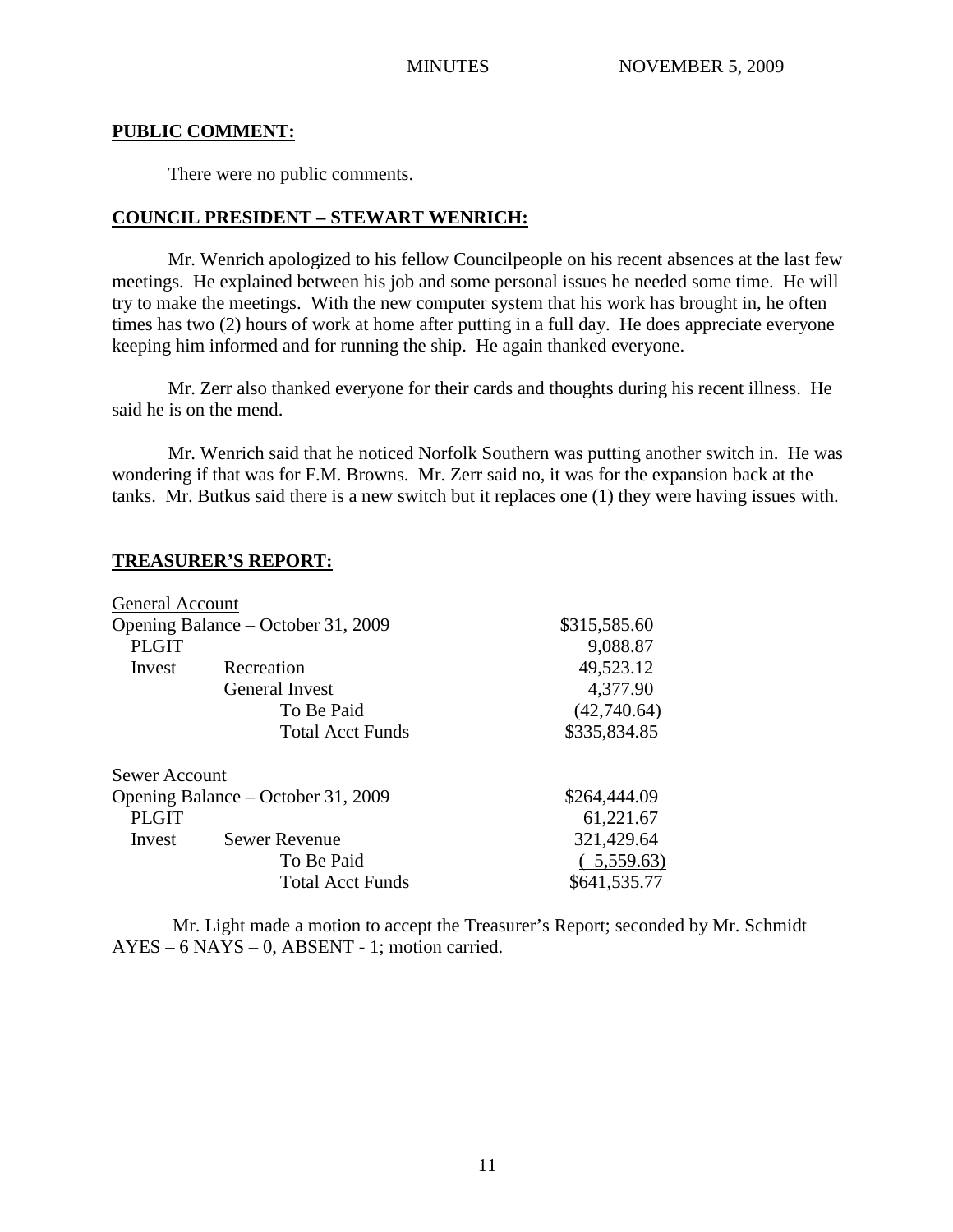## PUBLIC COMMENT:

There were no public comments.

## COUNCIL PRESIDENT – STEWART WENRICH:

Mr. Wenrich apologized to his fellow Councilpeople on his recent absences at the last few meetings. He explained between his job and some personal issues he needed some time. He will try to make the meetings. With the new computer system that his work has brought in, he often times has two (2) hours of work at home after putting in a full day. He does appreciate everyone keeping him informed and for running the ship. He again thanked everyone.

Mr. Zerr also thanked everyone for their cards and thoughts during his recent illness. He said he is on the mend.

Mr. Wenrich said that he noticed Norfolk Southern was putting another switch in. He was wondering if that was for F.M. Browns. Mr. Zerr said no, it was for the expansion back at the tanks. Mr. Butkus said there is a new switch but it replaces one (1) they were having issues with.

## TREASURER'S REPORT:

| General Account | | |
|---|---|---|
| Opening Balance – October 31, 2009 | | $315,585.60 |
| PLGIT | | 9,088.87 |
| Invest | Recreation | 49,523.12 |
| | General Invest | 4,377.90 |
| | To Be Paid | (42,740.64) |
| | Total Acct Funds | $335,834.85 |

| Sewer Account | | |
|---|---|---|
| Opening Balance – October 31, 2009 | | $264,444.09 |
| PLGIT | | 61,221.67 |
| Invest | Sewer Revenue | 321,429.64 |
| | To Be Paid | ( 5,559.63) |
| | Total Acct Funds | $641,535.77 |

Mr. Light made a motion to accept the Treasurer's Report; seconded by Mr. Schmidt AYES – 6 NAYS – 0, ABSENT - 1; motion carried.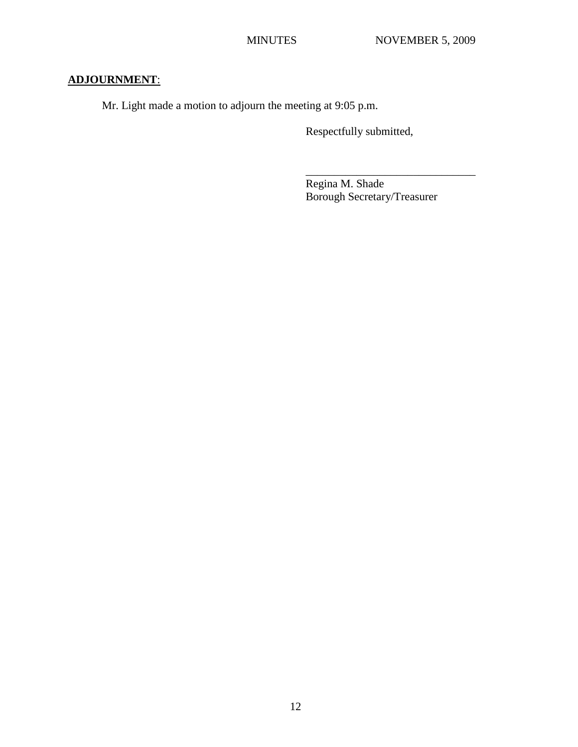**ADJOURNMENT**:

Mr. Light made a motion to adjourn the meeting at 9:05 p.m.

Respectfully submitted,

_______________________________
Regina M. Shade
Borough Secretary/Treasurer